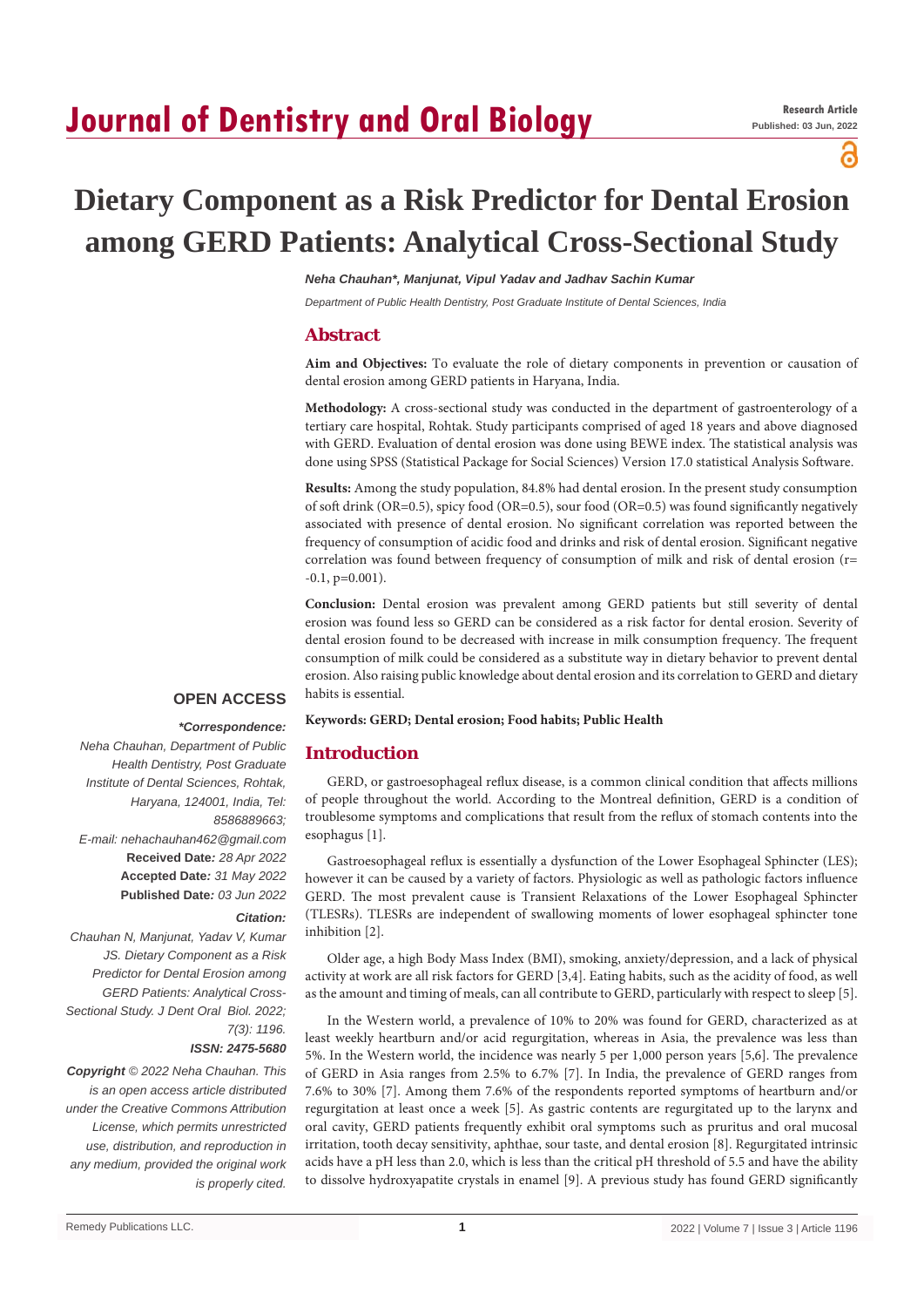Research Article
Published: 03 Jun, 2022

# Dietary Component as a Risk Predictor for Dental Erosion among GERD Patients: Analytical Cross-Sectional Study

***Neha Chauhan*, Manjunat, Vipul Yadav and Jadhav Sachin Kumar***

*Department of Public Health Dentistry, Post Graduate Institute of Dental Sciences, India*

## Abstract

**Aim and Objectives:** To evaluate the role of dietary components in prevention or causation of dental erosion among GERD patients in Haryana, India.

**Methodology:** A cross-sectional study was conducted in the department of gastroenterology of a tertiary care hospital, Rohtak. Study participants comprised of aged 18 years and above diagnosed with GERD. Evaluation of dental erosion was done using BEWE index. The statistical analysis was done using SPSS (Statistical Package for Social Sciences) Version 17.0 statistical Analysis Software.

**Results:** Among the study population, 84.8% had dental erosion. In the present study consumption of soft drink (OR=0.5), spicy food (OR=0.5), sour food (OR=0.5) was found significantly negatively associated with presence of dental erosion. No significant correlation was reported between the frequency of consumption of acidic food and drinks and risk of dental erosion. Significant negative correlation was found between frequency of consumption of milk and risk of dental erosion (r= -0.1, p=0.001).

**Conclusion:** Dental erosion was prevalent among GERD patients but still severity of dental erosion was found less so GERD can be considered as a risk factor for dental erosion. Severity of dental erosion found to be decreased with increase in milk consumption frequency. The frequent consumption of milk could be considered as a substitute way in dietary behavior to prevent dental erosion. Also raising public knowledge about dental erosion and its correlation to GERD and dietary habits is essential.

**Keywords: GERD; Dental erosion; Food habits; Public Health**

**OPEN ACCESS**

***\*Correspondence:***

*Neha Chauhan, Department of Public Health Dentistry, Post Graduate Institute of Dental Sciences, Rohtak, Haryana, 124001, India, Tel: 8586889663;*
*E-mail: nehachauhan462@gmail.com*

**Received Date***: 28 Apr 2022*
**Accepted Date***: 31 May 2022*
**Published Date***: 03 Jun 2022*

***Citation:***

*Chauhan N, Manjunat, Yadav V, Kumar JS. Dietary Component as a Risk Predictor for Dental Erosion among GERD Patients: Analytical Cross-Sectional Study. J Dent Oral Biol. 2022; 7(3): 1196.*

***ISSN: 2475-5680***

***Copyright** © 2022 Neha Chauhan. This is an open access article distributed under the Creative Commons Attribution License, which permits unrestricted use, distribution, and reproduction in any medium, provided the original work is properly cited.*

## Introduction

GERD, or gastroesophageal reflux disease, is a common clinical condition that affects millions of people throughout the world. According to the Montreal definition, GERD is a condition of troublesome symptoms and complications that result from the reflux of stomach contents into the esophagus [1].

Gastroesophageal reflux is essentially a dysfunction of the Lower Esophageal Sphincter (LES); however it can be caused by a variety of factors. Physiologic as well as pathologic factors influence GERD. The most prevalent cause is Transient Relaxations of the Lower Esophageal Sphincter (TLESRs). TLESRs are independent of swallowing moments of lower esophageal sphincter tone inhibition [2].

Older age, a high Body Mass Index (BMI), smoking, anxiety/depression, and a lack of physical activity at work are all risk factors for GERD [3,4]. Eating habits, such as the acidity of food, as well as the amount and timing of meals, can all contribute to GERD, particularly with respect to sleep [5].

In the Western world, a prevalence of 10% to 20% was found for GERD, characterized as at least weekly heartburn and/or acid regurgitation, whereas in Asia, the prevalence was less than 5%. In the Western world, the incidence was nearly 5 per 1,000 person years [5,6]. The prevalence of GERD in Asia ranges from 2.5% to 6.7% [7]. In India, the prevalence of GERD ranges from 7.6% to 30% [7]. Among them 7.6% of the respondents reported symptoms of heartburn and/or regurgitation at least once a week [5]. As gastric contents are regurgitated up to the larynx and oral cavity, GERD patients frequently exhibit oral symptoms such as pruritus and oral mucosal irritation, tooth decay sensitivity, aphthae, sour taste, and dental erosion [8]. Regurgitated intrinsic acids have a pH less than 2.0, which is less than the critical pH threshold of 5.5 and have the ability to dissolve hydroxyapatite crystals in enamel [9]. A previous study has found GERD significantly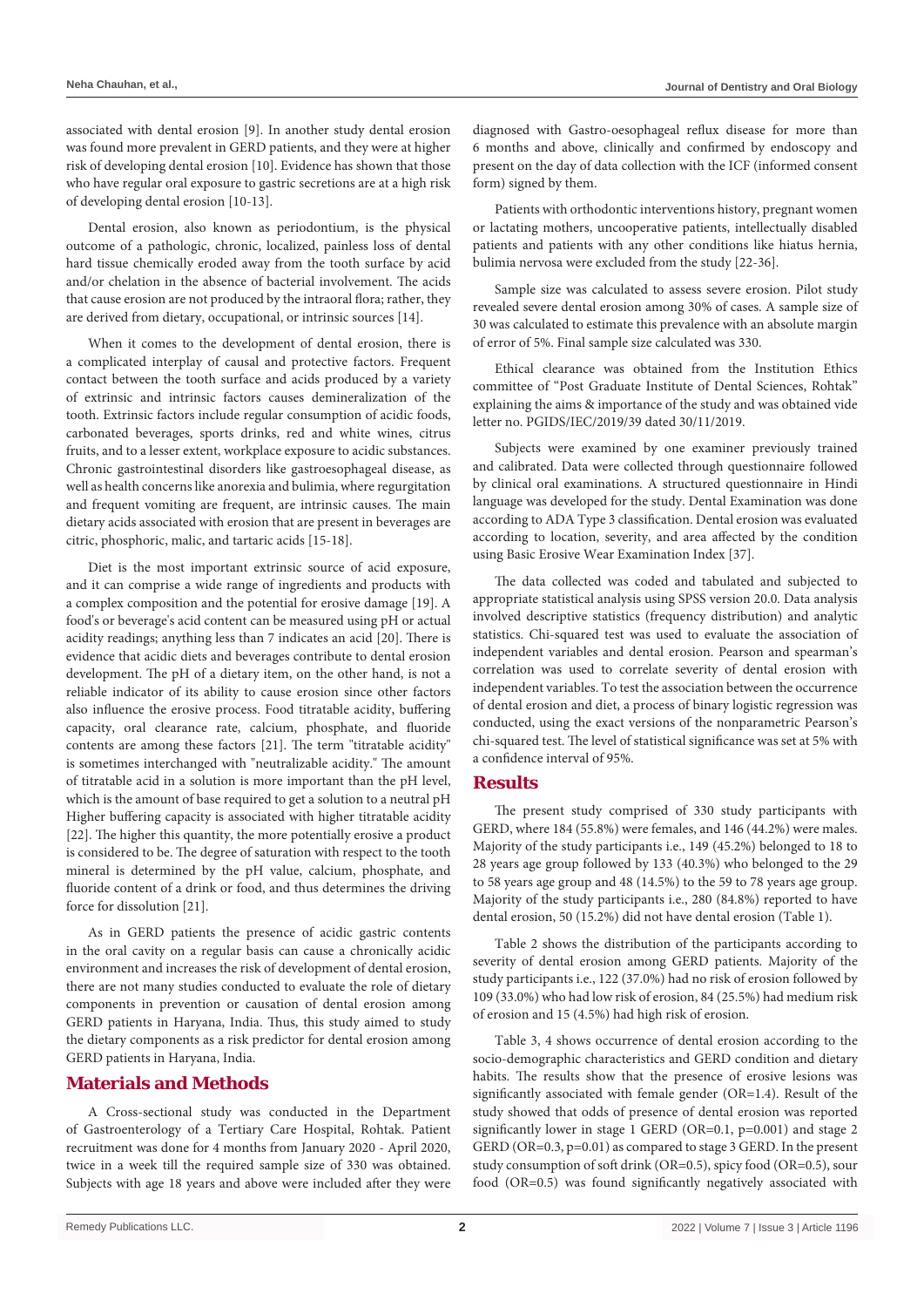associated with dental erosion [9]. In another study dental erosion was found more prevalent in GERD patients, and they were at higher risk of developing dental erosion [10]. Evidence has shown that those who have regular oral exposure to gastric secretions are at a high risk of developing dental erosion [10-13].

Dental erosion, also known as periodontium, is the physical outcome of a pathologic, chronic, localized, painless loss of dental hard tissue chemically eroded away from the tooth surface by acid and/or chelation in the absence of bacterial involvement. The acids that cause erosion are not produced by the intraoral flora; rather, they are derived from dietary, occupational, or intrinsic sources [14].

When it comes to the development of dental erosion, there is a complicated interplay of causal and protective factors. Frequent contact between the tooth surface and acids produced by a variety of extrinsic and intrinsic factors causes demineralization of the tooth. Extrinsic factors include regular consumption of acidic foods, carbonated beverages, sports drinks, red and white wines, citrus fruits, and to a lesser extent, workplace exposure to acidic substances. Chronic gastrointestinal disorders like gastroesophageal disease, as well as health concerns like anorexia and bulimia, where regurgitation and frequent vomiting are frequent, are intrinsic causes. The main dietary acids associated with erosion that are present in beverages are citric, phosphoric, malic, and tartaric acids [15-18].

Diet is the most important extrinsic source of acid exposure, and it can comprise a wide range of ingredients and products with a complex composition and the potential for erosive damage [19]. A food's or beverage's acid content can be measured using pH or actual acidity readings; anything less than 7 indicates an acid [20]. There is evidence that acidic diets and beverages contribute to dental erosion development. The pH of a dietary item, on the other hand, is not a reliable indicator of its ability to cause erosion since other factors also influence the erosive process. Food titratable acidity, buffering capacity, oral clearance rate, calcium, phosphate, and fluoride contents are among these factors [21]. The term "titratable acidity" is sometimes interchanged with "neutralizable acidity." The amount of titratable acid in a solution is more important than the pH level, which is the amount of base required to get a solution to a neutral pH Higher buffering capacity is associated with higher titratable acidity [22]. The higher this quantity, the more potentially erosive a product is considered to be. The degree of saturation with respect to the tooth mineral is determined by the pH value, calcium, phosphate, and fluoride content of a drink or food, and thus determines the driving force for dissolution [21].

As in GERD patients the presence of acidic gastric contents in the oral cavity on a regular basis can cause a chronically acidic environment and increases the risk of development of dental erosion, there are not many studies conducted to evaluate the role of dietary components in prevention or causation of dental erosion among GERD patients in Haryana, India. Thus, this study aimed to study the dietary components as a risk predictor for dental erosion among GERD patients in Haryana, India.

## Materials and Methods

A Cross-sectional study was conducted in the Department of Gastroenterology of a Tertiary Care Hospital, Rohtak. Patient recruitment was done for 4 months from January 2020 - April 2020, twice in a week till the required sample size of 330 was obtained. Subjects with age 18 years and above were included after they were diagnosed with Gastro-oesophageal reflux disease for more than 6 months and above, clinically and confirmed by endoscopy and present on the day of data collection with the ICF (informed consent form) signed by them.

Patients with orthodontic interventions history, pregnant women or lactating mothers, uncooperative patients, intellectually disabled patients and patients with any other conditions like hiatus hernia, bulimia nervosa were excluded from the study [22-36].

Sample size was calculated to assess severe erosion. Pilot study revealed severe dental erosion among 30% of cases. A sample size of 30 was calculated to estimate this prevalence with an absolute margin of error of 5%. Final sample size calculated was 330.

Ethical clearance was obtained from the Institution Ethics committee of "Post Graduate Institute of Dental Sciences, Rohtak" explaining the aims & importance of the study and was obtained vide letter no. PGIDS/IEC/2019/39 dated 30/11/2019.

Subjects were examined by one examiner previously trained and calibrated. Data were collected through questionnaire followed by clinical oral examinations. A structured questionnaire in Hindi language was developed for the study. Dental Examination was done according to ADA Type 3 classification. Dental erosion was evaluated according to location, severity, and area affected by the condition using Basic Erosive Wear Examination Index [37].

The data collected was coded and tabulated and subjected to appropriate statistical analysis using SPSS version 20.0. Data analysis involved descriptive statistics (frequency distribution) and analytic statistics. Chi-squared test was used to evaluate the association of independent variables and dental erosion. Pearson and spearman's correlation was used to correlate severity of dental erosion with independent variables. To test the association between the occurrence of dental erosion and diet, a process of binary logistic regression was conducted, using the exact versions of the nonparametric Pearson's chi-squared test. The level of statistical significance was set at 5% with a confidence interval of 95%.

## Results

The present study comprised of 330 study participants with GERD, where 184 (55.8%) were females, and 146 (44.2%) were males. Majority of the study participants i.e., 149 (45.2%) belonged to 18 to 28 years age group followed by 133 (40.3%) who belonged to the 29 to 58 years age group and 48 (14.5%) to the 59 to 78 years age group. Majority of the study participants i.e., 280 (84.8%) reported to have dental erosion, 50 (15.2%) did not have dental erosion (Table 1).

Table 2 shows the distribution of the participants according to severity of dental erosion among GERD patients. Majority of the study participants i.e., 122 (37.0%) had no risk of erosion followed by 109 (33.0%) who had low risk of erosion, 84 (25.5%) had medium risk of erosion and 15 (4.5%) had high risk of erosion.

Table 3, 4 shows occurrence of dental erosion according to the socio-demographic characteristics and GERD condition and dietary habits. The results show that the presence of erosive lesions was significantly associated with female gender (OR=1.4). Result of the study showed that odds of presence of dental erosion was reported significantly lower in stage 1 GERD (OR=0.1, p=0.001) and stage 2 GERD (OR=0.3, p=0.01) as compared to stage 3 GERD. In the present study consumption of soft drink (OR=0.5), spicy food (OR=0.5), sour food (OR=0.5) was found significantly negatively associated with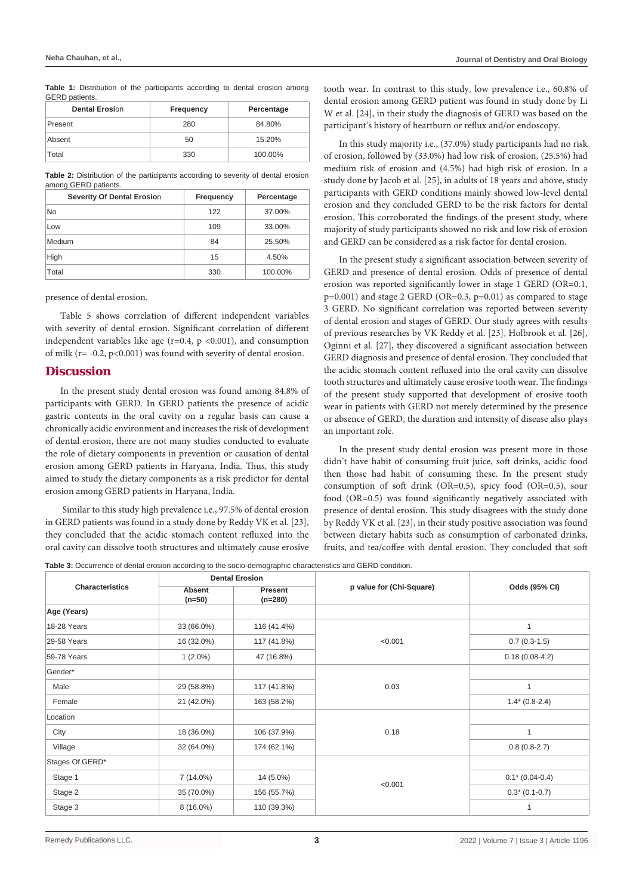**Table 1:** Distribution of the participants according to dental erosion among GERD patients.

| Dental Erosion | Frequency | Percentage |
|---|---|---|
| Present | 280 | 84.80% |
| Absent | 50 | 15.20% |
| Total | 330 | 100.00% |

**Table 2:** Distribution of the participants according to severity of dental erosion among GERD patients.

| Severity Of Dental Erosion | Frequency | Percentage |
|---|---|---|
| No | 122 | 37.00% |
| Low | 109 | 33.00% |
| Medium | 84 | 25.50% |
| High | 15 | 4.50% |
| Total | 330 | 100.00% |

presence of dental erosion.

Table 5 shows correlation of different independent variables with severity of dental erosion. Significant correlation of different independent variables like age (r=0.4, p <0.001), and consumption of milk (r= -0.2, p<0.001) was found with severity of dental erosion.

## Discussion

In the present study dental erosion was found among 84.8% of participants with GERD. In GERD patients the presence of acidic gastric contents in the oral cavity on a regular basis can cause a chronically acidic environment and increases the risk of development of dental erosion, there are not many studies conducted to evaluate the role of dietary components in prevention or causation of dental erosion among GERD patients in Haryana, India. Thus, this study aimed to study the dietary components as a risk predictor for dental erosion among GERD patients in Haryana, India.

Similar to this study high prevalence i.e., 97.5% of dental erosion in GERD patients was found in a study done by Reddy VK et al. [23], they concluded that the acidic stomach content refluxed into the oral cavity can dissolve tooth structures and ultimately cause erosive tooth wear. In contrast to this study, low prevalence i.e., 60.8% of dental erosion among GERD patient was found in study done by Li W et al. [24], in their study the diagnosis of GERD was based on the participant's history of heartburn or reflux and/or endoscopy.

In this study majority i.e., (37.0%) study participants had no risk of erosion, followed by (33.0%) had low risk of erosion, (25.5%) had medium risk of erosion and (4.5%) had high risk of erosion. In a study done by Jacob et al. [25], in adults of 18 years and above, study participants with GERD conditions mainly showed low-level dental erosion and they concluded GERD to be the risk factors for dental erosion. This corroborated the findings of the present study, where majority of study participants showed no risk and low risk of erosion and GERD can be considered as a risk factor for dental erosion.

In the present study a significant association between severity of GERD and presence of dental erosion. Odds of presence of dental erosion was reported significantly lower in stage 1 GERD (OR=0.1, p=0.001) and stage 2 GERD (OR=0.3, p=0.01) as compared to stage 3 GERD. No significant correlation was reported between severity of dental erosion and stages of GERD. Our study agrees with results of previous researches by VK Reddy et al. [23], Holbrook et al. [26], Oginni et al. [27], they discovered a significant association between GERD diagnosis and presence of dental erosion. They concluded that the acidic stomach content refluxed into the oral cavity can dissolve tooth structures and ultimately cause erosive tooth wear. The findings of the present study supported that development of erosive tooth wear in patients with GERD not merely determined by the presence or absence of GERD, the duration and intensity of disease also plays an important role.

In the present study dental erosion was present more in those didn't have habit of consuming fruit juice, soft drinks, acidic food then those had habit of consuming these. In the present study consumption of soft drink (OR=0.5), spicy food (OR=0.5), sour food (OR=0.5) was found significantly negatively associated with presence of dental erosion. This study disagrees with the study done by Reddy VK et al. [23], in their study positive association was found between dietary habits such as consumption of carbonated drinks, fruits, and tea/coffee with dental erosion. They concluded that soft

**Table 3:** Occurrence of dental erosion according to the socio-demographic characteristics and GERD condition.

| Characteristics | Dental Erosion | | p value for (Chi-Square) | Odds (95% CI) |
|---|---|---|---|---|
| | Absent (n=50) | Present (n=280) | | |
| Age (Years) | | | | |
| 18-28 Years | 33 (66.0%) | 116 (41.4%) | <0.001 | 1 |
| 29-58 Years | 16 (32.0%) | 117 (41.8%) | | 0.7 (0.3-1.5) |
| 59-78 Years | 1 (2.0%) | 47 (16.8%) | | 0.18 (0.08-4.2) |
| Gender* | | | | |
| Male | 29 (58.8%) | 117 (41.8%) | 0.03 | 1 |
| Female | 21 (42.0%) | 163 (58.2%) | | 1.4* (0.8-2.4) |
| Location | | | | |
| City | 18 (36.0%) | 106 (37.9%) | 0.18 | 1 |
| Village | 32 (64.0%) | 174 (62.1%) | | 0.8 (0.8-2.7) |
| Stages Of GERD* | | | | |
| Stage 1 | 7 (14.0%) | 14 (5.0%) | <0.001 | 0.1* (0.04-0.4) |
| Stage 2 | 35 (70.0%) | 156 (55.7%) | | 0.3* (0.1-0.7) |
| Stage 3 | 8 (16.0%) | 110 (39.3%) | | 1 |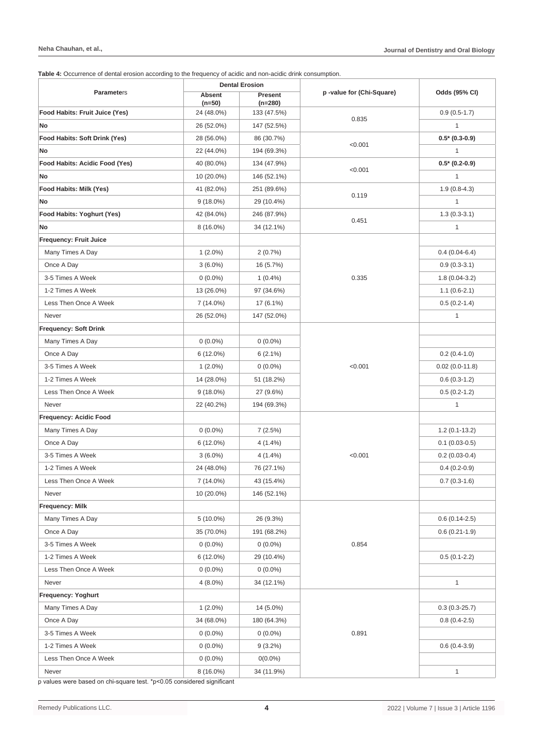**Table 4:** Occurrence of dental erosion according to the frequency of acidic and non-acidic drink consumption.

| Parameters | Dental Erosion | | p -value for (Chi-Square) | Odds (95% CI) |
|---|---|---|---|---|
| | Absent (n=50) | Present (n=280) | | |
| **Food Habits: Fruit Juice (Yes)** | 24 (48.0%) | 133 (47.5%) | 0.835 | 0.9 (0.5-1.7) |
| **No** | 26 (52.0%) | 147 (52.5%) | | 1 |
| **Food Habits: Soft Drink (Yes)** | 28 (56.0%) | 86 (30.7%) | <0.001 | **0.5* (0.3-0.9)** |
| **No** | 22 (44.0%) | 194 (69.3%) | | 1 |
| **Food Habits: Acidic Food (Yes)** | 40 (80.0%) | 134 (47.9%) | <0.001 | **0.5* (0.2-0.9)** |
| **No** | 10 (20.0%) | 146 (52.1%) | | 1 |
| **Food Habits: Milk (Yes)** | 41 (82.0%) | 251 (89.6%) | 0.119 | 1.9 (0.8-4.3) |
| **No** | 9 (18.0%) | 29 (10.4%) | | 1 |
| **Food Habits: Yoghurt (Yes)** | 42 (84.0%) | 246 (87.9%) | 0.451 | 1.3 (0.3-3.1) |
| **No** | 8 (16.0%) | 34 (12.1%) | | 1 |
| **Frequency: Fruit Juice** | | | | |
| Many Times A Day | 1 (2.0%) | 2 (0.7%) | 0.335 | 0.4 (0.04-6.4) |
| Once A Day | 3 (6.0%) | 16 (5.7%) | | 0.9 (0.3-3.1) |
| 3-5 Times A Week | 0 (0.0%) | 1 (0.4%) | | 1.8 (0.04-3.2) |
| 1-2 Times A Week | 13 (26.0%) | 97 (34.6%) | | 1.1 (0.6-2.1) |
| Less Then Once A Week | 7 (14.0%) | 17 (6.1%) | | 0.5 (0.2-1.4) |
| Never | 26 (52.0%) | 147 (52.0%) | | 1 |
| **Frequency: Soft Drink** | | | | |
| Many Times A Day | 0 (0.0%) | 0 (0.0%) | <0.001 | |
| Once A Day | 6 (12.0%) | 6 (2.1%) | | 0.2 (0.4-1.0) |
| 3-5 Times A Week | 1 (2.0%) | 0 (0.0%) | | 0.02 (0.0-11.8) |
| 1-2 Times A Week | 14 (28.0%) | 51 (18.2%) | | 0.6 (0.3-1.2) |
| Less Then Once A Week | 9 (18.0%) | 27 (9.6%) | | 0.5 (0.2-1.2) |
| Never | 22 (40.2%) | 194 (69.3%) | | 1 |
| **Frequency: Acidic Food** | | | | |
| Many Times A Day | 0 (0.0%) | 7 (2.5%) | <0.001 | 1.2 (0.1-13.2) |
| Once A Day | 6 (12.0%) | 4 (1.4%) | | 0.1 (0.03-0.5) |
| 3-5 Times A Week | 3 (6.0%) | 4 (1.4%) | | 0.2 (0.03-0.4) |
| 1-2 Times A Week | 24 (48.0%) | 76 (27.1%) | | 0.4 (0.2-0.9) |
| Less Then Once A Week | 7 (14.0%) | 43 (15.4%) | | 0.7 (0.3-1.6) |
| Never | 10 (20.0%) | 146 (52.1%) | | |
| **Frequency: Milk** | | | | |
| Many Times A Day | 5 (10.0%) | 26 (9.3%) | 0.854 | 0.6 (0.14-2.5) |
| Once A Day | 35 (70.0%) | 191 (68.2%) | | 0.6 (0.21-1.9) |
| 3-5 Times A Week | 0 (0.0%) | 0 (0.0%) | | |
| 1-2 Times A Week | 6 (12.0%) | 29 (10.4%) | | 0.5 (0.1-2.2) |
| Less Then Once A Week | 0 (0.0%) | 0 (0.0%) | | |
| Never | 4 (8.0%) | 34 (12.1%) | | 1 |
| **Frequency: Yoghurt** | | | | |
| Many Times A Day | 1 (2.0%) | 14 (5.0%) | 0.891 | 0.3 (0.3-25.7) |
| Once A Day | 34 (68.0%) | 180 (64.3%) | | 0.8 (0.4-2.5) |
| 3-5 Times A Week | 0 (0.0%) | 0 (0.0%) | | |
| 1-2 Times A Week | 0 (0.0%) | 9 (3.2%) | | 0.6 (0.4-3.9) |
| Less Then Once A Week | 0 (0.0%) | 0(0.0%) | | |
| Never | 8 (16.0%) | 34 (11.9%) | | 1 |

p values were based on chi-square test. *p<0.05 considered significant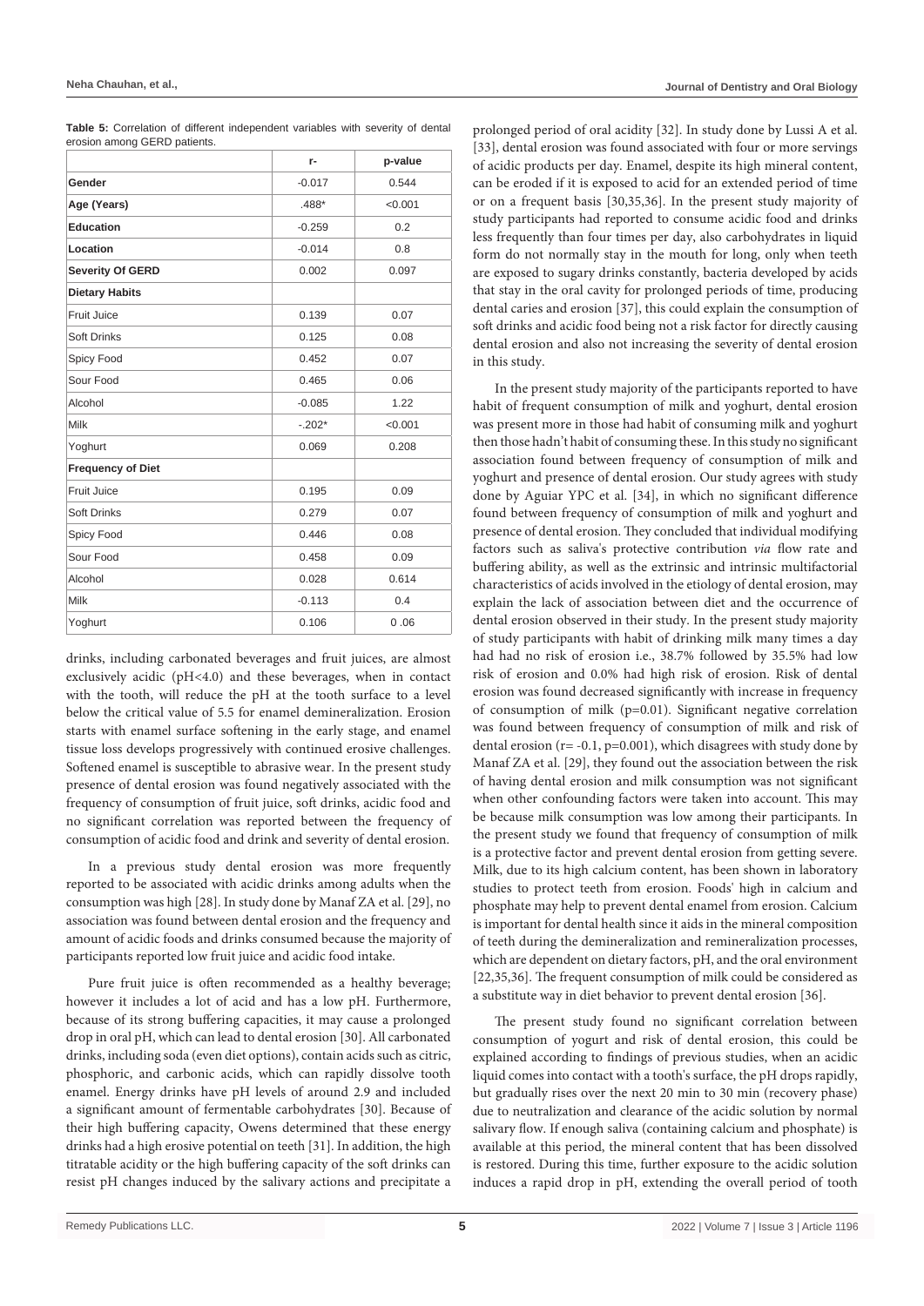**Table 5:** Correlation of different independent variables with severity of dental erosion among GERD patients.

| | r- | p-value |
|---|---|---|
| **Gender** | -0.017 | 0.544 |
| **Age (Years)** | .488* | <0.001 |
| **Education** | -0.259 | 0.2 |
| **Location** | -0.014 | 0.8 |
| **Severity Of GERD** | 0.002 | 0.097 |
| **Dietary Habits** | | |
| Fruit Juice | 0.139 | 0.07 |
| Soft Drinks | 0.125 | 0.08 |
| Spicy Food | 0.452 | 0.07 |
| Sour Food | 0.465 | 0.06 |
| Alcohol | -0.085 | 1.22 |
| Milk | -.202* | <0.001 |
| Yoghurt | 0.069 | 0.208 |
| **Frequency of Diet** | | |
| Fruit Juice | 0.195 | 0.09 |
| Soft Drinks | 0.279 | 0.07 |
| Spicy Food | 0.446 | 0.08 |
| Sour Food | 0.458 | 0.09 |
| Alcohol | 0.028 | 0.614 |
| Milk | -0.113 | 0.4 |
| Yoghurt | 0.106 | 0 .06 |

drinks, including carbonated beverages and fruit juices, are almost exclusively acidic (pH<4.0) and these beverages, when in contact with the tooth, will reduce the pH at the tooth surface to a level below the critical value of 5.5 for enamel demineralization. Erosion starts with enamel surface softening in the early stage, and enamel tissue loss develops progressively with continued erosive challenges. Softened enamel is susceptible to abrasive wear. In the present study presence of dental erosion was found negatively associated with the frequency of consumption of fruit juice, soft drinks, acidic food and no significant correlation was reported between the frequency of consumption of acidic food and drink and severity of dental erosion.

In a previous study dental erosion was more frequently reported to be associated with acidic drinks among adults when the consumption was high [28]. In study done by Manaf ZA et al. [29], no association was found between dental erosion and the frequency and amount of acidic foods and drinks consumed because the majority of participants reported low fruit juice and acidic food intake.

Pure fruit juice is often recommended as a healthy beverage; however it includes a lot of acid and has a low pH. Furthermore, because of its strong buffering capacities, it may cause a prolonged drop in oral pH, which can lead to dental erosion [30]. All carbonated drinks, including soda (even diet options), contain acids such as citric, phosphoric, and carbonic acids, which can rapidly dissolve tooth enamel. Energy drinks have pH levels of around 2.9 and included a significant amount of fermentable carbohydrates [30]. Because of their high buffering capacity, Owens determined that these energy drinks had a high erosive potential on teeth [31]. In addition, the high titratable acidity or the high buffering capacity of the soft drinks can resist pH changes induced by the salivary actions and precipitate a prolonged period of oral acidity [32]. In study done by Lussi A et al. [33], dental erosion was found associated with four or more servings of acidic products per day. Enamel, despite its high mineral content, can be eroded if it is exposed to acid for an extended period of time or on a frequent basis [30,35,36]. In the present study majority of study participants had reported to consume acidic food and drinks less frequently than four times per day, also carbohydrates in liquid form do not normally stay in the mouth for long, only when teeth are exposed to sugary drinks constantly, bacteria developed by acids that stay in the oral cavity for prolonged periods of time, producing dental caries and erosion [37], this could explain the consumption of soft drinks and acidic food being not a risk factor for directly causing dental erosion and also not increasing the severity of dental erosion in this study.

In the present study majority of the participants reported to have habit of frequent consumption of milk and yoghurt, dental erosion was present more in those had habit of consuming milk and yoghurt then those hadn't habit of consuming these. In this study no significant association found between frequency of consumption of milk and yoghurt and presence of dental erosion. Our study agrees with study done by Aguiar YPC et al. [34], in which no significant difference found between frequency of consumption of milk and yoghurt and presence of dental erosion. They concluded that individual modifying factors such as saliva's protective contribution *via* flow rate and buffering ability, as well as the extrinsic and intrinsic multifactorial characteristics of acids involved in the etiology of dental erosion, may explain the lack of association between diet and the occurrence of dental erosion observed in their study. In the present study majority of study participants with habit of drinking milk many times a day had had no risk of erosion i.e., 38.7% followed by 35.5% had low risk of erosion and 0.0% had high risk of erosion. Risk of dental erosion was found decreased significantly with increase in frequency of consumption of milk (p=0.01). Significant negative correlation was found between frequency of consumption of milk and risk of dental erosion (r= -0.1, p=0.001), which disagrees with study done by Manaf ZA et al. [29], they found out the association between the risk of having dental erosion and milk consumption was not significant when other confounding factors were taken into account. This may be because milk consumption was low among their participants. In the present study we found that frequency of consumption of milk is a protective factor and prevent dental erosion from getting severe. Milk, due to its high calcium content, has been shown in laboratory studies to protect teeth from erosion. Foods' high in calcium and phosphate may help to prevent dental enamel from erosion. Calcium is important for dental health since it aids in the mineral composition of teeth during the demineralization and remineralization processes, which are dependent on dietary factors, pH, and the oral environment [22,35,36]. The frequent consumption of milk could be considered as a substitute way in diet behavior to prevent dental erosion [36].

The present study found no significant correlation between consumption of yogurt and risk of dental erosion, this could be explained according to findings of previous studies, when an acidic liquid comes into contact with a tooth's surface, the pH drops rapidly, but gradually rises over the next 20 min to 30 min (recovery phase) due to neutralization and clearance of the acidic solution by normal salivary flow. If enough saliva (containing calcium and phosphate) is available at this period, the mineral content that has been dissolved is restored. During this time, further exposure to the acidic solution induces a rapid drop in pH, extending the overall period of tooth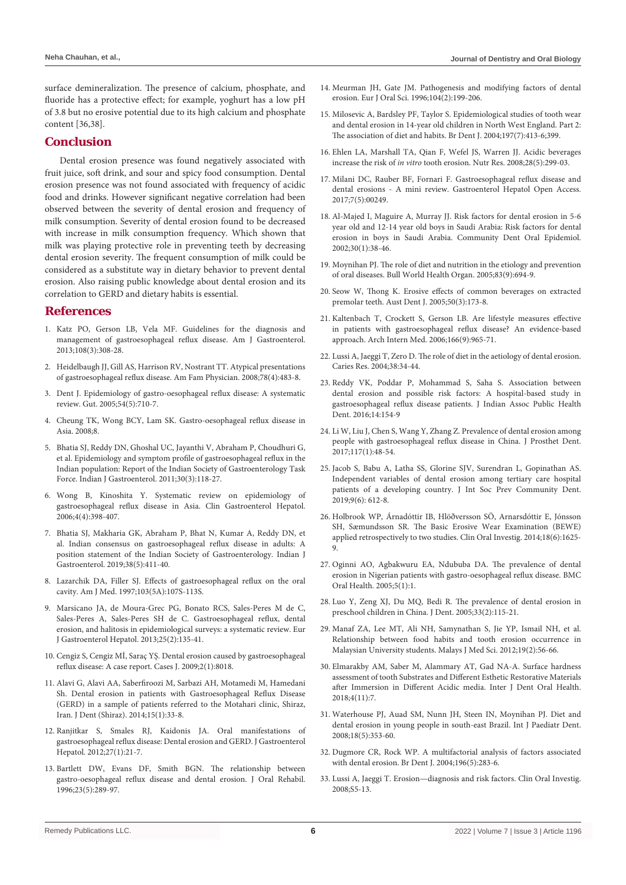surface demineralization. The presence of calcium, phosphate, and fluoride has a protective effect; for example, yoghurt has a low pH of 3.8 but no erosive potential due to its high calcium and phosphate content [36,38].

## Conclusion

Dental erosion presence was found negatively associated with fruit juice, soft drink, and sour and spicy food consumption. Dental erosion presence was not found associated with frequency of acidic food and drinks. However significant negative correlation had been observed between the severity of dental erosion and frequency of milk consumption. Severity of dental erosion found to be decreased with increase in milk consumption frequency. Which shown that milk was playing protective role in preventing teeth by decreasing dental erosion severity. The frequent consumption of milk could be considered as a substitute way in dietary behavior to prevent dental erosion. Also raising public knowledge about dental erosion and its correlation to GERD and dietary habits is essential.

## References

1. Katz PO, Gerson LB, Vela MF. Guidelines for the diagnosis and management of gastroesophageal reflux disease. Am J Gastroenterol. 2013;108(3):308-28.
2. Heidelbaugh JJ, Gill AS, Harrison RV, Nostrant TT. Atypical presentations of gastroesophageal reflux disease. Am Fam Physician. 2008;78(4):483-8.
3. Dent J. Epidemiology of gastro-oesophageal reflux disease: A systematic review. Gut. 2005;54(5):710-7.
4. Cheung TK, Wong BCY, Lam SK. Gastro-oesophageal reflux disease in Asia. 2008;8.
5. Bhatia SJ, Reddy DN, Ghoshal UC, Jayanthi V, Abraham P, Choudhuri G, et al. Epidemiology and symptom profile of gastroesophageal reflux in the Indian population: Report of the Indian Society of Gastroenterology Task Force. Indian J Gastroenterol. 2011;30(3):118-27.
6. Wong B, Kinoshita Y. Systematic review on epidemiology of gastroesophageal reflux disease in Asia. Clin Gastroenterol Hepatol. 2006;4(4):398-407.
7. Bhatia SJ, Makharia GK, Abraham P, Bhat N, Kumar A, Reddy DN, et al. Indian consensus on gastroesophageal reflux disease in adults: A position statement of the Indian Society of Gastroenterology. Indian J Gastroenterol. 2019;38(5):411-40.
8. Lazarchik DA, Filler SJ. Effects of gastroesophageal reflux on the oral cavity. Am J Med. 1997;103(5A):107S-113S.
9. Marsicano JA, de Moura-Grec PG, Bonato RCS, Sales-Peres M de C, Sales-Peres A, Sales-Peres SH de C. Gastroesophageal reflux, dental erosion, and halitosis in epidemiological surveys: a systematic review. Eur J Gastroenterol Hepatol. 2013;25(2):135-41.
10. Cengiz S, Cengiz Mİ, Saraç YŞ. Dental erosion caused by gastroesophageal reflux disease: A case report. Cases J. 2009;2(1):8018.
11. Alavi G, Alavi AA, Saberfiroozi M, Sarbazi AH, Motamedi M, Hamedani Sh. Dental erosion in patients with Gastroesophageal Reflux Disease (GERD) in a sample of patients referred to the Motahari clinic, Shiraz, Iran. J Dent (Shiraz). 2014;15(1):33-8.
12. Ranjitkar S, Smales RJ, Kaidonis JA. Oral manifestations of gastroesophageal reflux disease: Dental erosion and GERD. J Gastroenterol Hepatol. 2012;27(1):21-7.
13. Bartlett DW, Evans DF, Smith BGN. The relationship between gastro-oesophageal reflux disease and dental erosion. J Oral Rehabil. 1996;23(5):289-97.
14. Meurman JH, Gate JM. Pathogenesis and modifying factors of dental erosion. Eur J Oral Sci. 1996;104(2):199-206.
15. Milosevic A, Bardsley PF, Taylor S. Epidemiological studies of tooth wear and dental erosion in 14-year old children in North West England. Part 2: The association of diet and habits. Br Dent J. 2004;197(7):413-6;399.
16. Ehlen LA, Marshall TA, Qian F, Wefel JS, Warren JJ. Acidic beverages increase the risk of *in vitro* tooth erosion. Nutr Res. 2008;28(5):299-03.
17. Milani DC, Rauber BF, Fornari F. Gastroesophageal reflux disease and dental erosions - A mini review. Gastroenterol Hepatol Open Access. 2017;7(5):00249.
18. Al-Majed I, Maguire A, Murray JJ. Risk factors for dental erosion in 5-6 year old and 12-14 year old boys in Saudi Arabia: Risk factors for dental erosion in boys in Saudi Arabia. Community Dent Oral Epidemiol. 2002;30(1):38-46.
19. Moynihan PJ. The role of diet and nutrition in the etiology and prevention of oral diseases. Bull World Health Organ. 2005;83(9):694-9.
20. Seow W, Thong K. Erosive effects of common beverages on extracted premolar teeth. Aust Dent J. 2005;50(3):173-8.
21. Kaltenbach T, Crockett S, Gerson LB. Are lifestyle measures effective in patients with gastroesophageal reflux disease? An evidence-based approach. Arch Intern Med. 2006;166(9):965-71.
22. Lussi A, Jaeggi T, Zero D. The role of diet in the aetiology of dental erosion. Caries Res. 2004;38:34-44.
23. Reddy VK, Poddar P, Mohammad S, Saha S. Association between dental erosion and possible risk factors: A hospital-based study in gastroesophageal reflux disease patients. J Indian Assoc Public Health Dent. 2016;14:154-9
24. Li W, Liu J, Chen S, Wang Y, Zhang Z. Prevalence of dental erosion among people with gastroesophageal reflux disease in China. J Prosthet Dent. 2017;117(1):48-54.
25. Jacob S, Babu A, Latha SS, Glorine SJV, Surendran L, Gopinathan AS. Independent variables of dental erosion among tertiary care hospital patients of a developing country. J Int Soc Prev Community Dent. 2019;9(6): 612-8.
26. Holbrook WP, Árnadóttir IB, Hlöðversson SÖ, Arnarsdóttir E, Jónsson SH, Sæmundsson SR. The Basic Erosive Wear Examination (BEWE) applied retrospectively to two studies. Clin Oral Investig. 2014;18(6):1625-9.
27. Oginni AO, Agbakwuru EA, Ndububa DA. The prevalence of dental erosion in Nigerian patients with gastro-oesophageal reflux disease. BMC Oral Health. 2005;5(1):1.
28. Luo Y, Zeng XJ, Du MQ, Bedi R. The prevalence of dental erosion in preschool children in China. J Dent. 2005;33(2):115-21.
29. Manaf ZA, Lee MT, Ali NH, Samynathan S, Jie YP, Ismail NH, et al. Relationship between food habits and tooth erosion occurrence in Malaysian University students. Malays J Med Sci. 2012;19(2):56-66.
30. Elmarakby AM, Saber M, Alammary AT, Gad NA-A. Surface hardness assessment of tooth Substrates and Different Esthetic Restorative Materials after Immersion in Different Acidic media. Inter J Dent Oral Health. 2018;4(11):7.
31. Waterhouse PJ, Auad SM, Nunn JH, Steen IN, Moynihan PJ. Diet and dental erosion in young people in south-east Brazil. Int J Paediatr Dent. 2008;18(5):353-60.
32. Dugmore CR, Rock WP. A multifactorial analysis of factors associated with dental erosion. Br Dent J. 2004;196(5):283-6.
33. Lussi A, Jaeggi T. Erosion—diagnosis and risk factors. Clin Oral Investig. 2008;S5-13.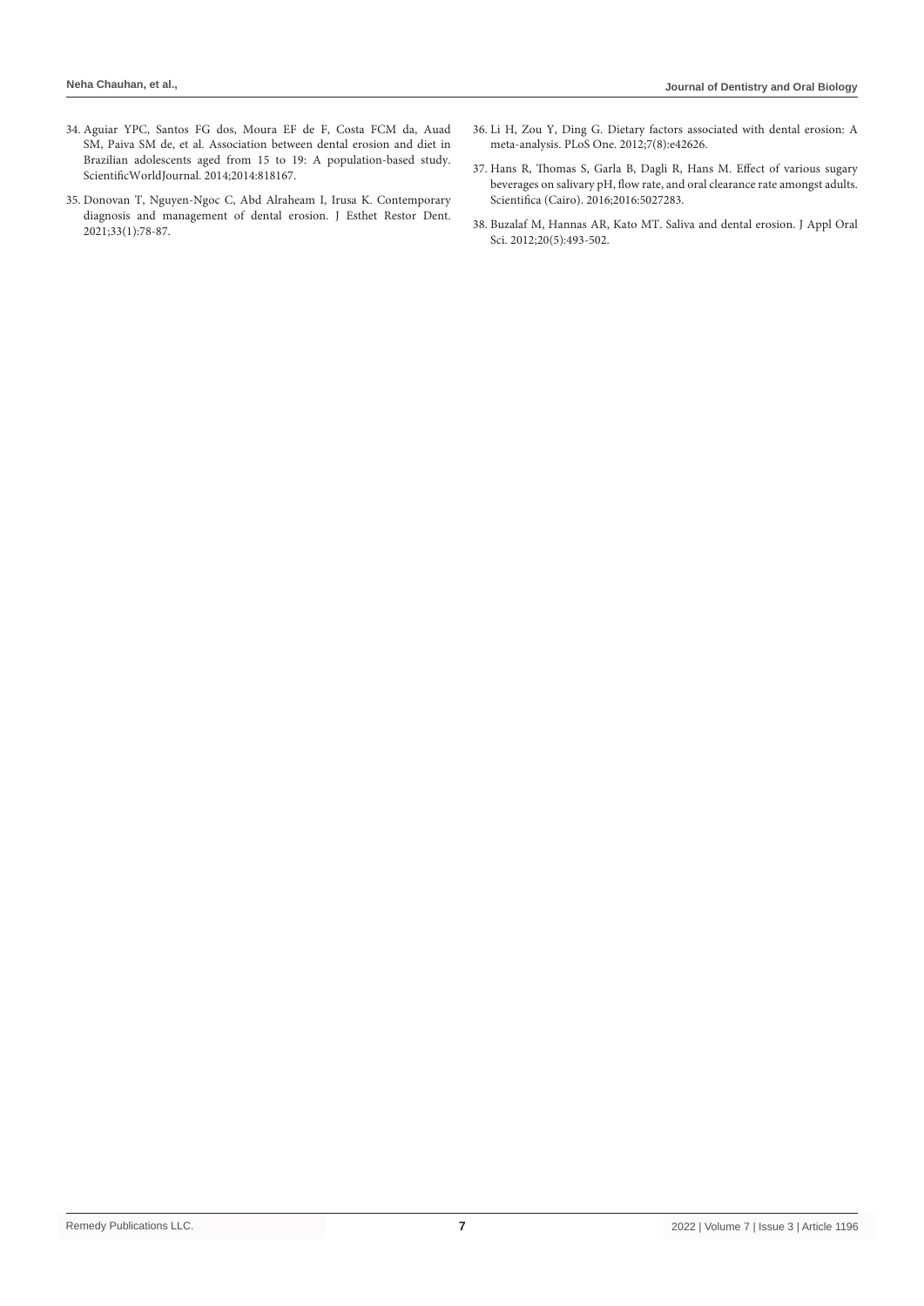34. Aguiar YPC, Santos FG dos, Moura EF de F, Costa FCM da, Auad SM, Paiva SM de, et al. Association between dental erosion and diet in Brazilian adolescents aged from 15 to 19: A population-based study. ScientificWorldJournal. 2014;2014:818167.

35. Donovan T, Nguyen-Ngoc C, Abd Alraheam I, Irusa K. Contemporary diagnosis and management of dental erosion. J Esthet Restor Dent. 2021;33(1):78-87.

36. Li H, Zou Y, Ding G. Dietary factors associated with dental erosion: A meta-analysis. PLoS One. 2012;7(8):e42626.

37. Hans R, Thomas S, Garla B, Dagli R, Hans M. Effect of various sugary beverages on salivary pH, flow rate, and oral clearance rate amongst adults. Scientifica (Cairo). 2016;2016:5027283.

38. Buzalaf M, Hannas AR, Kato MT. Saliva and dental erosion. J Appl Oral Sci. 2012;20(5):493-502.